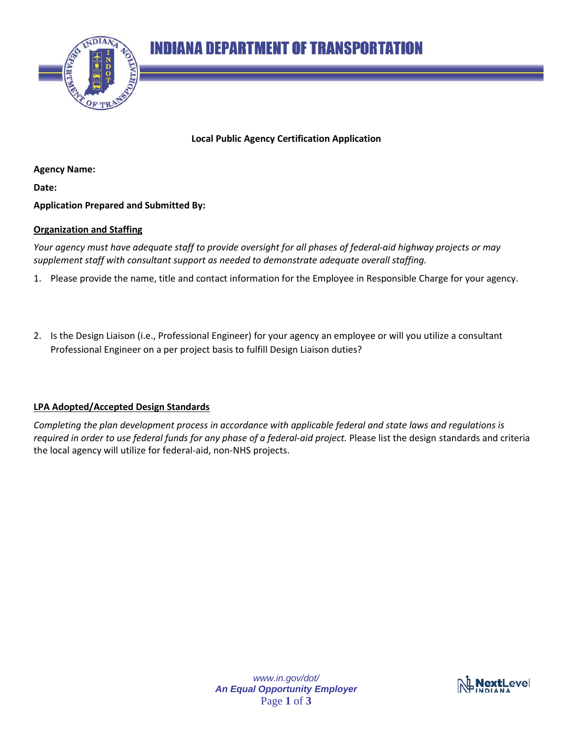# INDIANA DEPARTMENT OF TRANSPORTATION

**Local Public Agency Certification Application**

**Agency Name:**

**Date:**

**Application Prepared and Submitted By:**

## Organization and Staffing

*Your agency must have adequate staff to provide oversight for all phases of federal-aid highway projects or may supplement staff with consultant support as needed to demonstrate adequate overall staffing.*

1. Please provide the name, title and contact information for the Employee in Responsible Charge for your agency.

2. Is the Design Liaison (i.e., Professional Engineer) for your agency an employee or will you utilize a consultant Professional Engineer on a per project basis to fulfill Design Liaison duties?

## LPA Adopted/Accepted Design Standards

*Completing the plan development process in accordance with applicable federal and state laws and regulations is required in order to use federal funds for any phase of a federal-aid project.* Please list the design standards and criteria the local agency will utilize for federal-aid, non-NHS projects.

www.in.gov/dot/
*An Equal Opportunity Employer*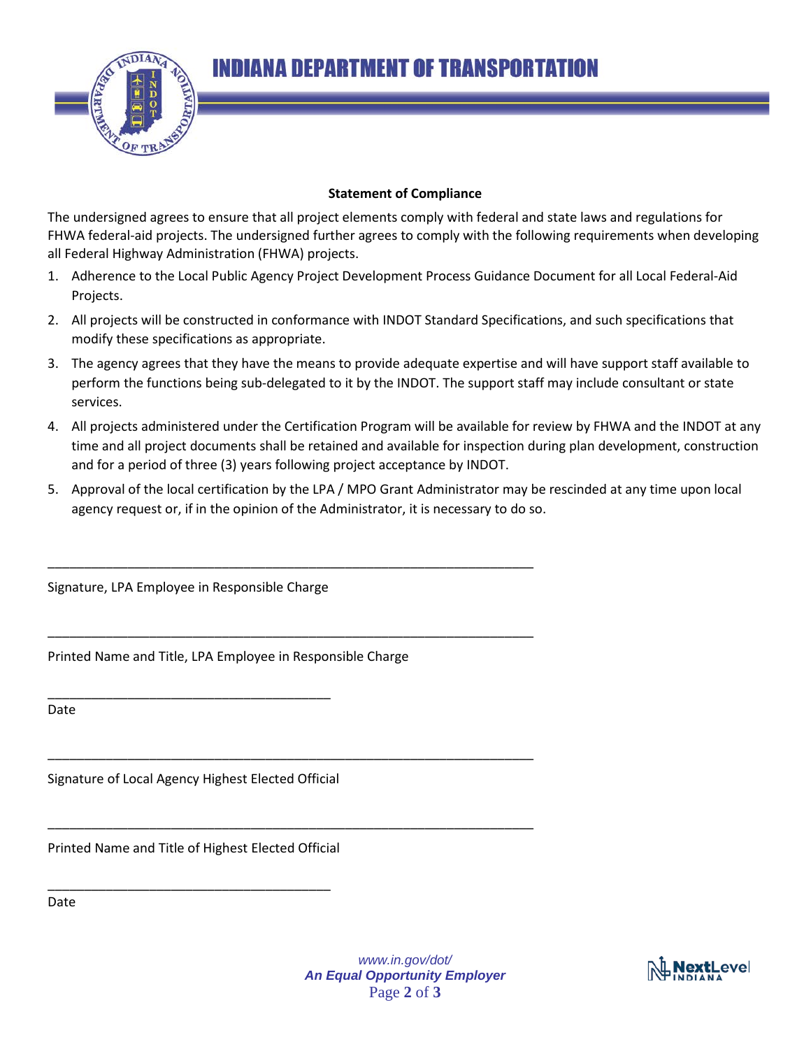# INDIANA DEPARTMENT OF TRANSPORTATION

**Statement of Compliance**

The undersigned agrees to ensure that all project elements comply with federal and state laws and regulations for FHWA federal-aid projects. The undersigned further agrees to comply with the following requirements when developing all Federal Highway Administration (FHWA) projects.

1. Adherence to the Local Public Agency Project Development Process Guidance Document for all Local Federal-Aid Projects.
2. All projects will be constructed in conformance with INDOT Standard Specifications, and such specifications that modify these specifications as appropriate.
3. The agency agrees that they have the means to provide adequate expertise and will have support staff available to perform the functions being sub-delegated to it by the INDOT. The support staff may include consultant or state services.
4. All projects administered under the Certification Program will be available for review by FHWA and the INDOT at any time and all project documents shall be retained and available for inspection during plan development, construction and for a period of three (3) years following project acceptance by INDOT.
5. Approval of the local certification by the LPA / MPO Grant Administrator may be rescinded at any time upon local agency request or, if in the opinion of the Administrator, it is necessary to do so.

______________________________________________________________________

Signature, LPA Employee in Responsible Charge

______________________________________________________________________

Printed Name and Title, LPA Employee in Responsible Charge

________________________________________

Date

______________________________________________________________________

Signature of Local Agency Highest Elected Official

______________________________________________________________________

Printed Name and Title of Highest Elected Official

________________________________________

Date

*www.in.gov/dot/*
***An Equal Opportunity Employer***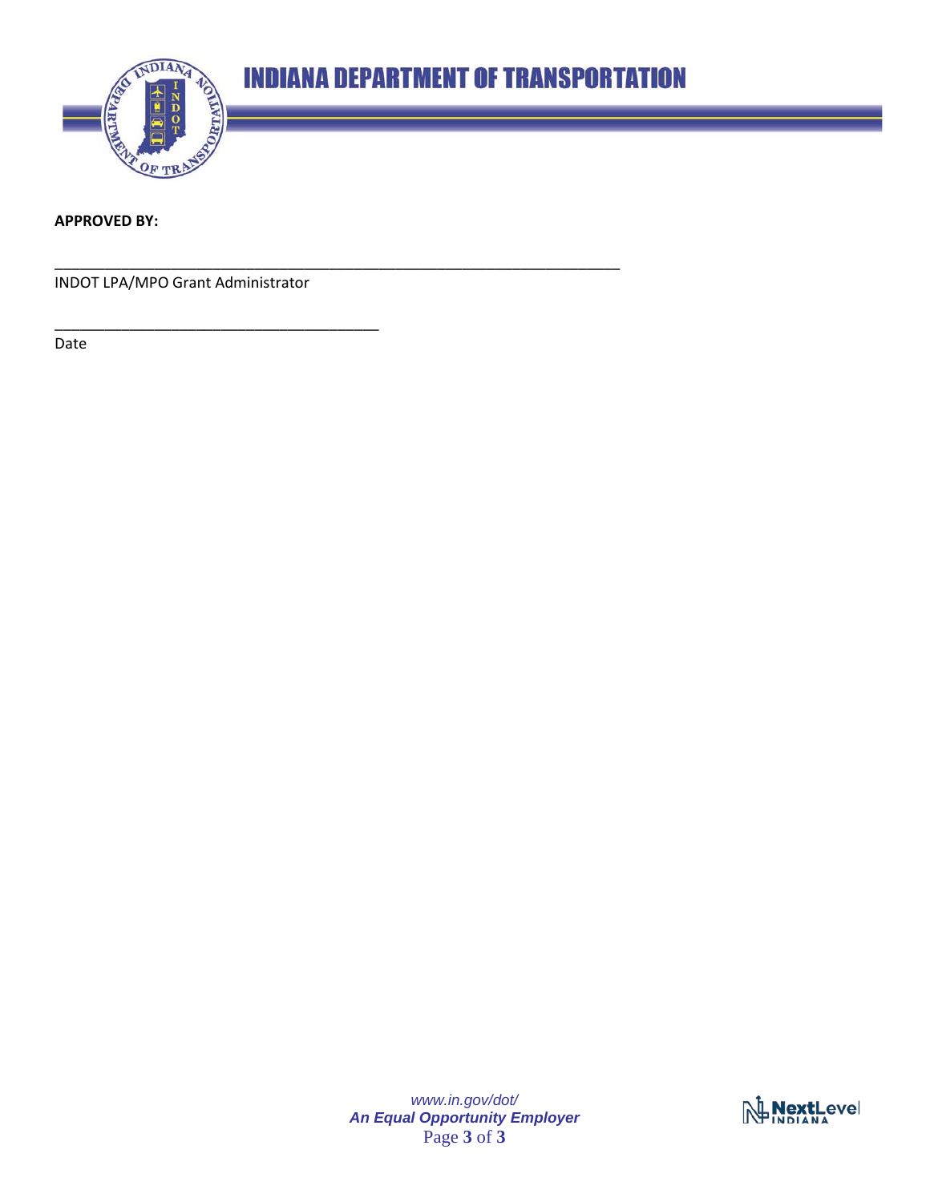**APPROVED BY:**

\_\_\_\_\_\_\_\_\_\_\_\_\_\_\_\_\_\_\_\_\_\_\_\_\_\_\_\_\_\_\_\_\_\_\_\_\_\_\_\_\_\_\_\_\_\_\_\_\_\_\_\_\_\_\_\_\_\_\_\_\_\_\_\_\_\_\_\_

INDOT LPA/MPO Grant Administrator

\_\_\_\_\_\_\_\_\_\_\_\_\_\_\_\_\_\_\_\_\_\_\_\_\_\_\_\_\_\_\_\_\_\_\_\_\_\_\_\_

Date